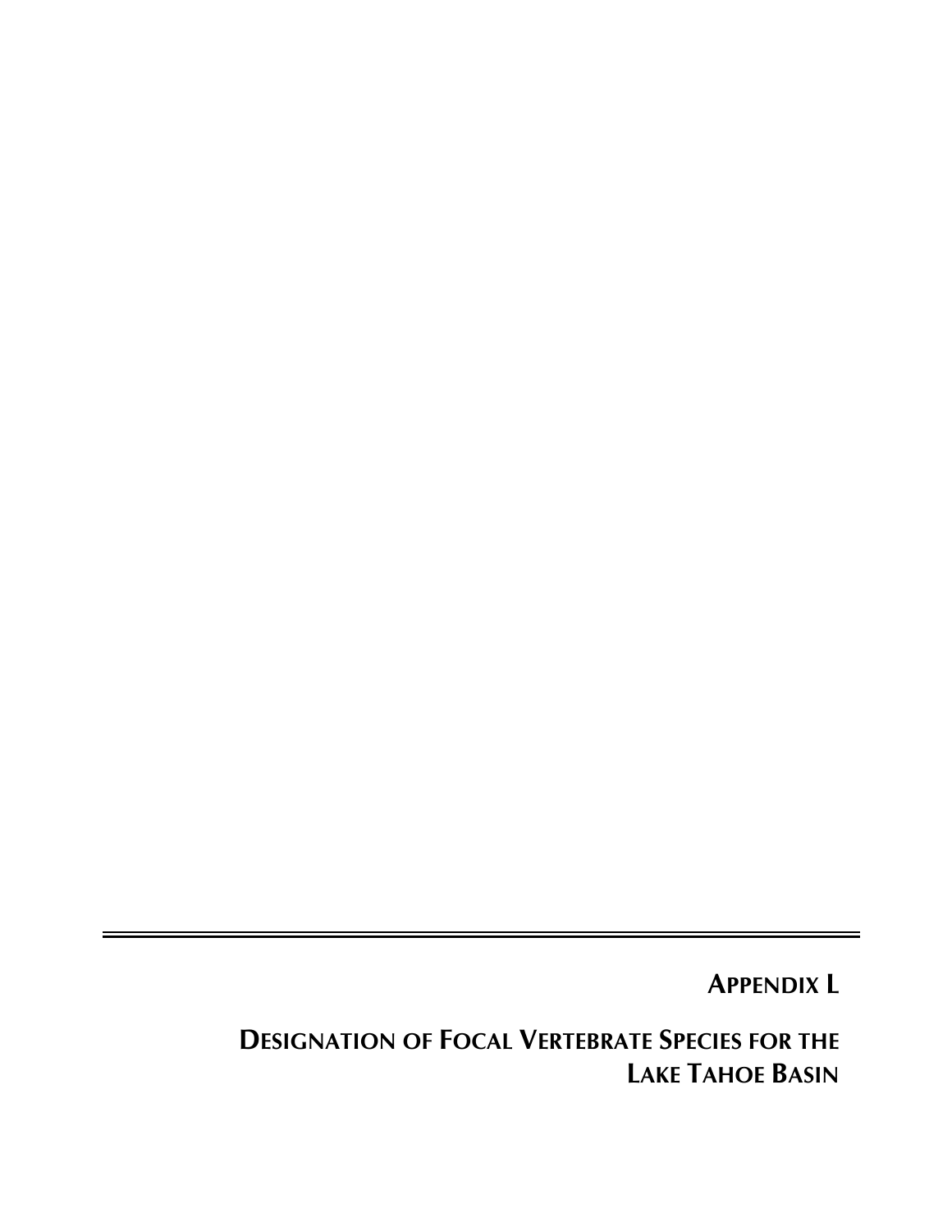# APPENDIX L

# DESIGNATION OF FOCAL VERTEBRATE SPECIES FOR THE LAKE TAHOE BASIN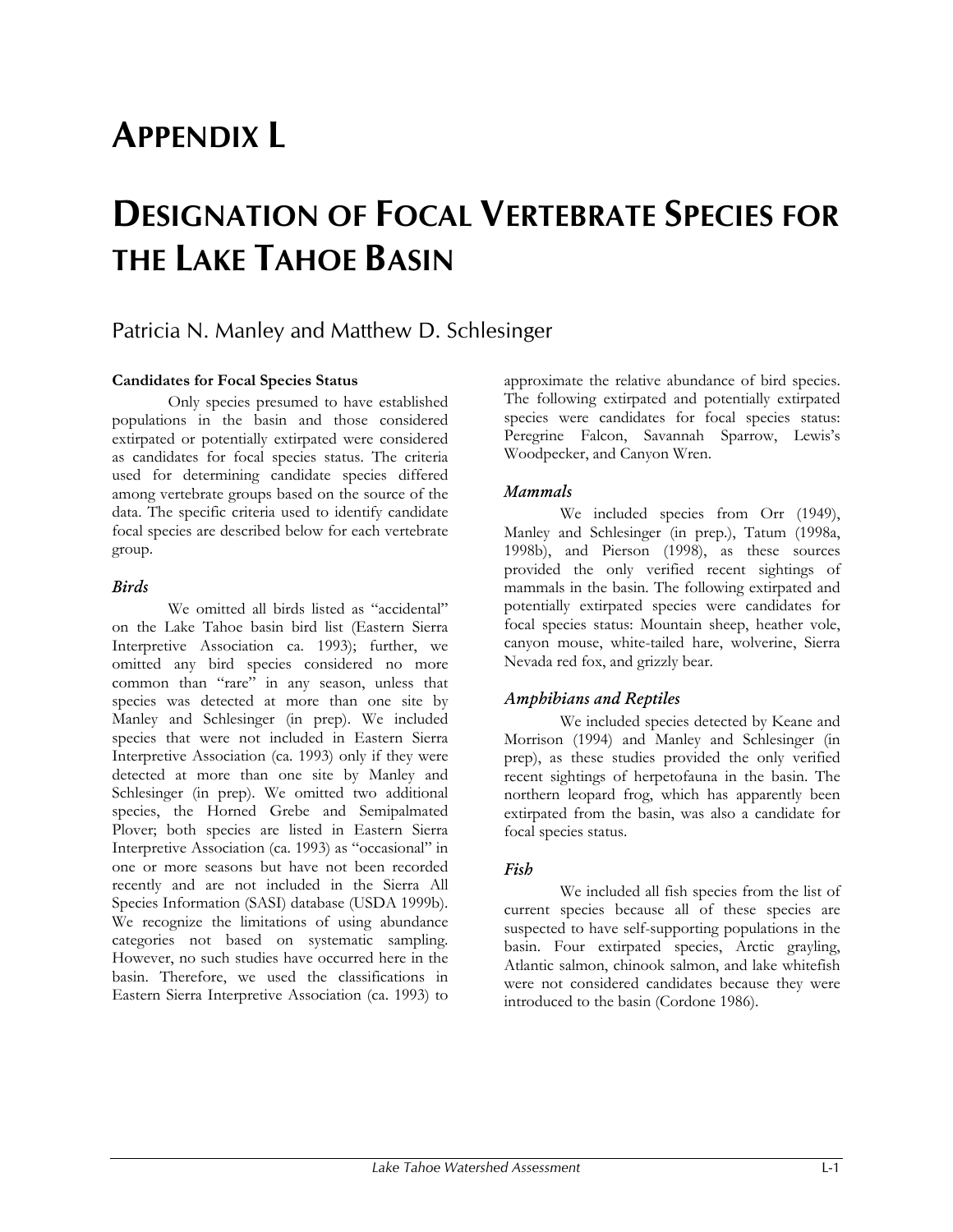# APPENDIX L

# DESIGNATION OF FOCAL VERTEBRATE SPECIES FOR THE LAKE TAHOE BASIN

Patricia N. Manley and Matthew D. Schlesinger

**Candidates for Focal Species Status**

Only species presumed to have established populations in the basin and those considered extirpated or potentially extirpated were considered as candidates for focal species status. The criteria used for determining candidate species differed among vertebrate groups based on the source of the data. The specific criteria used to identify candidate focal species are described below for each vertebrate group.

### *Birds*

We omitted all birds listed as "accidental" on the Lake Tahoe basin bird list (Eastern Sierra Interpretive Association ca. 1993); further, we omitted any bird species considered no more common than "rare" in any season, unless that species was detected at more than one site by Manley and Schlesinger (in prep). We included species that were not included in Eastern Sierra Interpretive Association (ca. 1993) only if they were detected at more than one site by Manley and Schlesinger (in prep). We omitted two additional species, the Horned Grebe and Semipalmated Plover; both species are listed in Eastern Sierra Interpretive Association (ca. 1993) as "occasional" in one or more seasons but have not been recorded recently and are not included in the Sierra All Species Information (SASI) database (USDA 1999b). We recognize the limitations of using abundance categories not based on systematic sampling. However, no such studies have occurred here in the basin. Therefore, we used the classifications in Eastern Sierra Interpretive Association (ca. 1993) to approximate the relative abundance of bird species. The following extirpated and potentially extirpated species were candidates for focal species status: Peregrine Falcon, Savannah Sparrow, Lewis's Woodpecker, and Canyon Wren.

### *Mammals*

We included species from Orr (1949), Manley and Schlesinger (in prep.), Tatum (1998a, 1998b), and Pierson (1998), as these sources provided the only verified recent sightings of mammals in the basin. The following extirpated and potentially extirpated species were candidates for focal species status: Mountain sheep, heather vole, canyon mouse, white-tailed hare, wolverine, Sierra Nevada red fox, and grizzly bear.

### *Amphibians and Reptiles*

We included species detected by Keane and Morrison (1994) and Manley and Schlesinger (in prep), as these studies provided the only verified recent sightings of herpetofauna in the basin. The northern leopard frog, which has apparently been extirpated from the basin, was also a candidate for focal species status.

### *Fish*

We included all fish species from the list of current species because all of these species are suspected to have self-supporting populations in the basin. Four extirpated species, Arctic grayling, Atlantic salmon, chinook salmon, and lake whitefish were not considered candidates because they were introduced to the basin (Cordone 1986).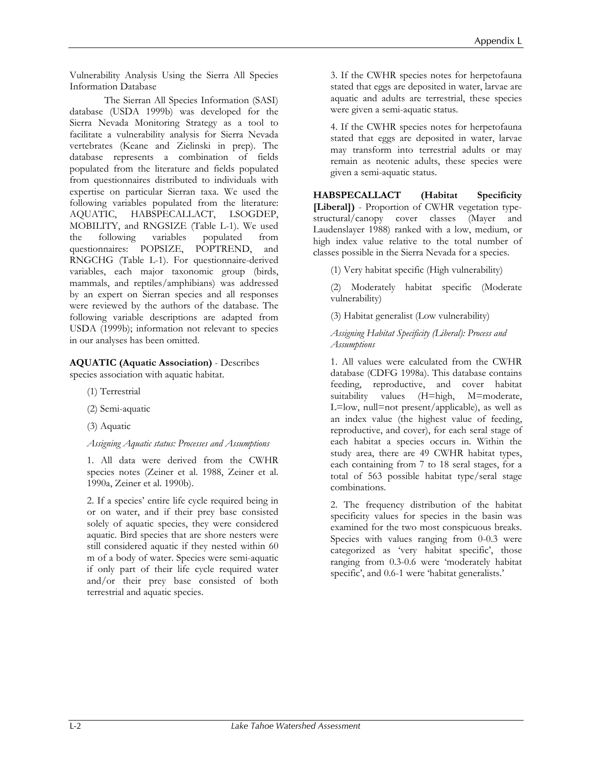Vulnerability Analysis Using the Sierra All Species Information Database

The Sierran All Species Information (SASI) database (USDA 1999b) was developed for the Sierra Nevada Monitoring Strategy as a tool to facilitate a vulnerability analysis for Sierra Nevada vertebrates (Keane and Zielinski in prep). The database represents a combination of fields populated from the literature and fields populated from questionnaires distributed to individuals with expertise on particular Sierran taxa. We used the following variables populated from the literature: AQUATIC, HABSPECALLACT, LSOGDEP, MOBILITY, and RNGSIZE (Table L-1). We used the following variables populated from questionnaires: POPSIZE, POPTREND, and RNGCHG (Table L-1). For questionnaire-derived variables, each major taxonomic group (birds, mammals, and reptiles/amphibians) was addressed by an expert on Sierran species and all responses were reviewed by the authors of the database. The following variable descriptions are adapted from USDA (1999b); information not relevant to species in our analyses has been omitted.

**AQUATIC (Aquatic Association)** - Describes species association with aquatic habitat.

(1) Terrestrial

(2) Semi-aquatic

(3) Aquatic

*Assigning Aquatic status: Processes and Assumptions*

1. All data were derived from the CWHR species notes (Zeiner et al. 1988, Zeiner et al. 1990a, Zeiner et al. 1990b).

2. If a species' entire life cycle required being in or on water, and if their prey base consisted solely of aquatic species, they were considered aquatic. Bird species that are shore nesters were still considered aquatic if they nested within 60 m of a body of water. Species were semi-aquatic if only part of their life cycle required water and/or their prey base consisted of both terrestrial and aquatic species.

3. If the CWHR species notes for herpetofauna stated that eggs are deposited in water, larvae are aquatic and adults are terrestrial, these species were given a semi-aquatic status.

4. If the CWHR species notes for herpetofauna stated that eggs are deposited in water, larvae may transform into terrestrial adults or may remain as neotenic adults, these species were given a semi-aquatic status.

**HABSPECALLACT (Habitat Specificity [Liberal])** - Proportion of CWHR vegetation type-structural/canopy cover classes (Mayer and Laudenslayer 1988) ranked with a low, medium, or high index value relative to the total number of classes possible in the Sierra Nevada for a species.

(1) Very habitat specific (High vulnerability)

(2) Moderately habitat specific (Moderate vulnerability)

(3) Habitat generalist (Low vulnerability)

*Assigning Habitat Specificity (Liberal): Process and Assumptions*

1. All values were calculated from the CWHR database (CDFG 1998a). This database contains feeding, reproductive, and cover habitat suitability values (H=high, M=moderate, L=low, null=not present/applicable), as well as an index value (the highest value of feeding, reproductive, and cover), for each seral stage of each habitat a species occurs in. Within the study area, there are 49 CWHR habitat types, each containing from 7 to 18 seral stages, for a total of 563 possible habitat type/seral stage combinations.

2. The frequency distribution of the habitat specificity values for species in the basin was examined for the two most conspicuous breaks. Species with values ranging from 0-0.3 were categorized as 'very habitat specific', those ranging from 0.3-0.6 were 'moderately habitat specific', and 0.6-1 were 'habitat generalists.'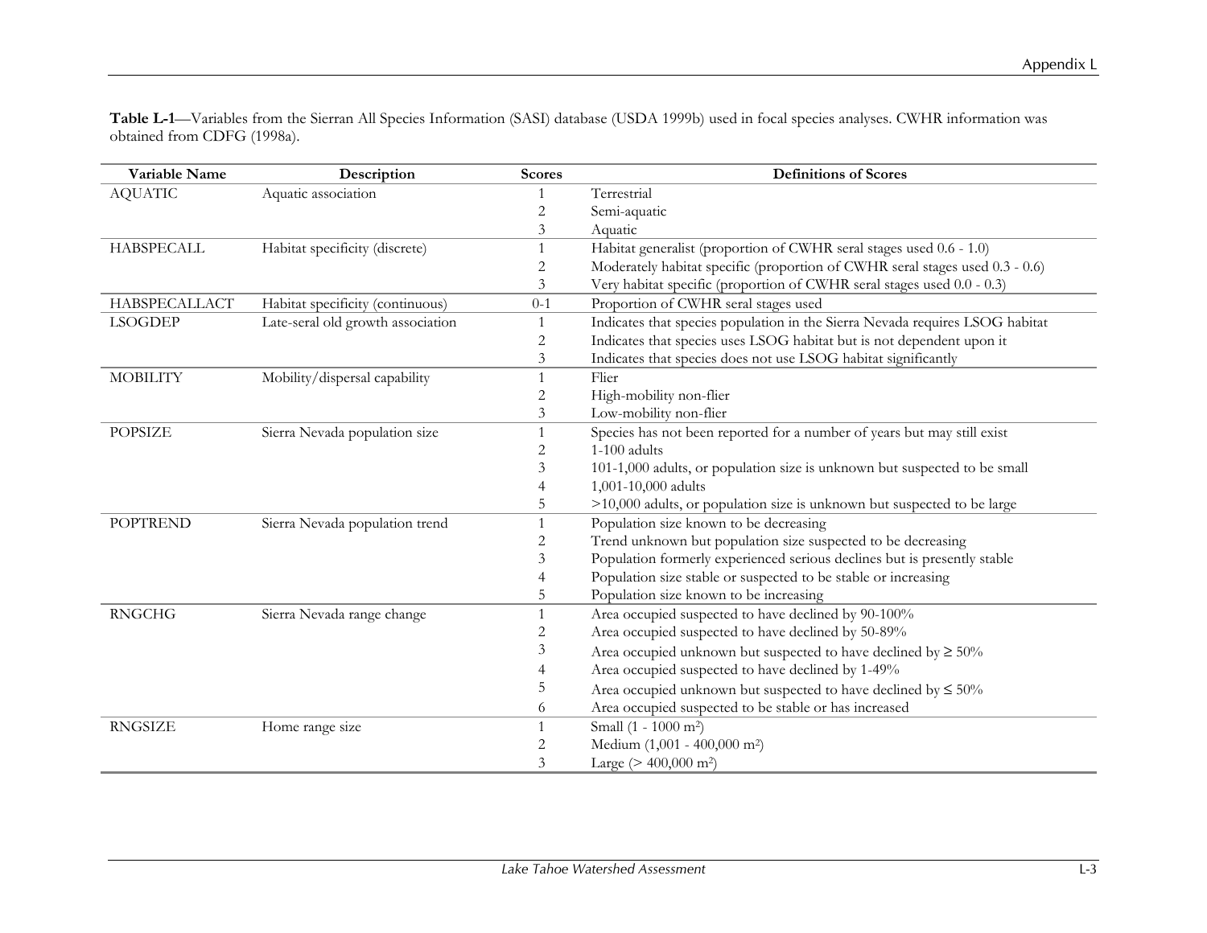**Table L-1**—Variables from the Sierran All Species Information (SASI) database (USDA 1999b) used in focal species analyses. CWHR information was obtained from CDFG (1998a).

| Variable Name | Description | Scores | Definitions of Scores |
|---|---|---|---|
| AQUATIC | Aquatic association | 1 | Terrestrial |
| | | 2 | Semi-aquatic |
| | | 3 | Aquatic |
| HABSPECALL | Habitat specificity (discrete) | 1 | Habitat generalist (proportion of CWHR seral stages used 0.6 - 1.0) |
| | | 2 | Moderately habitat specific (proportion of CWHR seral stages used 0.3 - 0.6) |
| | | 3 | Very habitat specific (proportion of CWHR seral stages used 0.0 - 0.3) |
| HABSPECALLACT | Habitat specificity (continuous) | 0-1 | Proportion of CWHR seral stages used |
| LSOGDEP | Late-seral old growth association | 1 | Indicates that species population in the Sierra Nevada requires LSOG habitat |
| | | 2 | Indicates that species uses LSOG habitat but is not dependent upon it |
| | | 3 | Indicates that species does not use LSOG habitat significantly |
| MOBILITY | Mobility/dispersal capability | 1 | Flier |
| | | 2 | High-mobility non-flier |
| | | 3 | Low-mobility non-flier |
| POPSIZE | Sierra Nevada population size | 1 | Species has not been reported for a number of years but may still exist |
| | | 2 | 1-100 adults |
| | | 3 | 101-1,000 adults, or population size is unknown but suspected to be small |
| | | 4 | 1,001-10,000 adults |
| | | 5 | >10,000 adults, or population size is unknown but suspected to be large |
| POPTREND | Sierra Nevada population trend | 1 | Population size known to be decreasing |
| | | 2 | Trend unknown but population size suspected to be decreasing |
| | | 3 | Population formerly experienced serious declines but is presently stable |
| | | 4 | Population size stable or suspected to be stable or increasing |
| | | 5 | Population size known to be increasing |
| RNGCHG | Sierra Nevada range change | 1 | Area occupied suspected to have declined by 90-100% |
| | | 2 | Area occupied suspected to have declined by 50-89% |
| | | 3 | Area occupied unknown but suspected to have declined by ≥ 50% |
| | | 4 | Area occupied suspected to have declined by 1-49% |
| | | 5 | Area occupied unknown but suspected to have declined by ≤ 50% |
| | | 6 | Area occupied suspected to be stable or has increased |
| RNGSIZE | Home range size | 1 | Small (1 - 1000 $m^2$) |
| | | 2 | Medium (1,001 - 400,000 $m^2$) |
| | | 3 | Large (> 400,000 $m^2$) |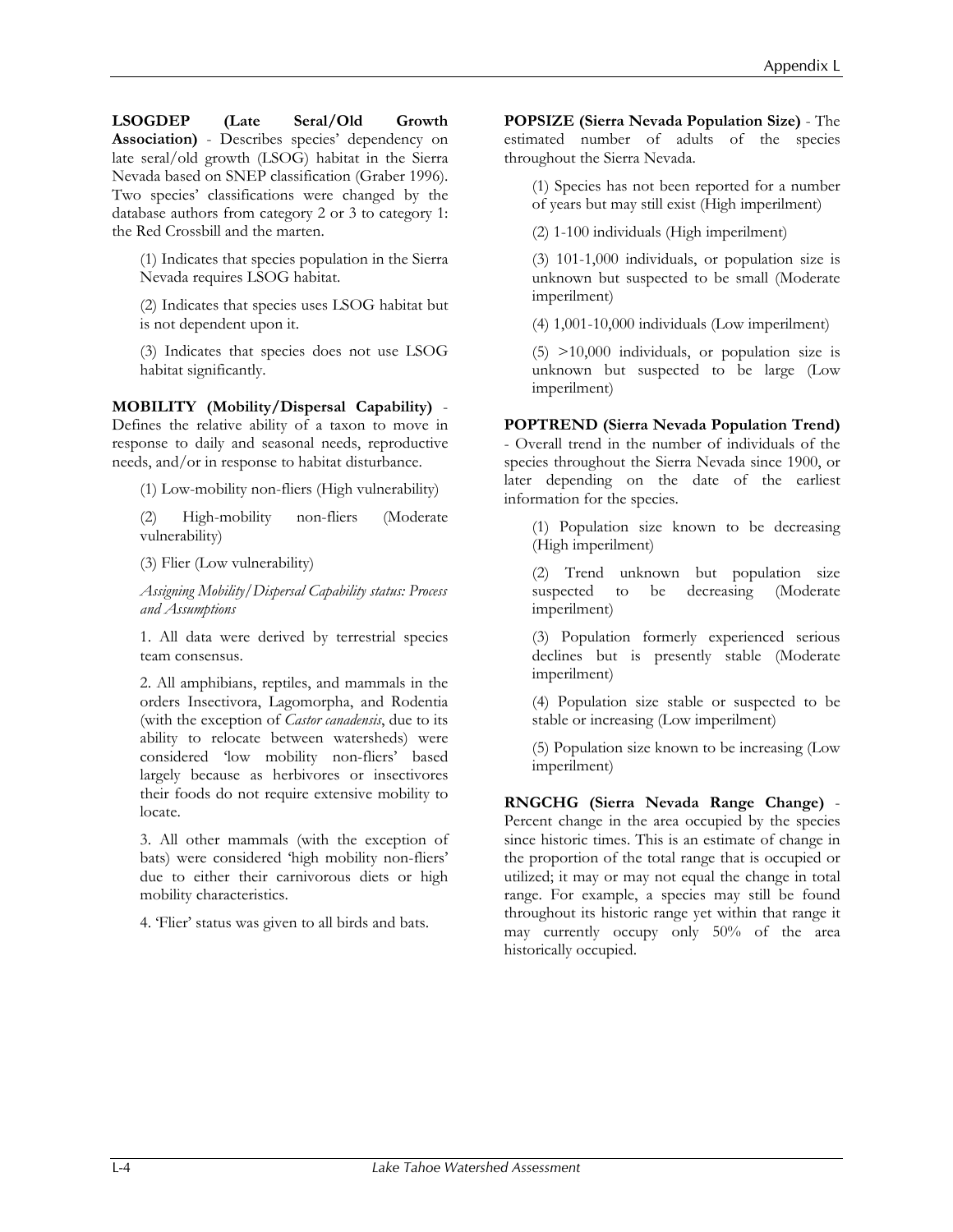**LSOGDEP (Late Seral/Old Growth Association)** - Describes species' dependency on late seral/old growth (LSOG) habitat in the Sierra Nevada based on SNEP classification (Graber 1996). Two species' classifications were changed by the database authors from category 2 or 3 to category 1: the Red Crossbill and the marten.

(1) Indicates that species population in the Sierra Nevada requires LSOG habitat.

(2) Indicates that species uses LSOG habitat but is not dependent upon it.

(3) Indicates that species does not use LSOG habitat significantly.

**MOBILITY (Mobility/Dispersal Capability)** - Defines the relative ability of a taxon to move in response to daily and seasonal needs, reproductive needs, and/or in response to habitat disturbance.

(1) Low-mobility non-fliers (High vulnerability)

(2) High-mobility non-fliers (Moderate vulnerability)

(3) Flier (Low vulnerability)

*Assigning Mobility/Dispersal Capability status: Process and Assumptions*

1. All data were derived by terrestrial species team consensus.

2. All amphibians, reptiles, and mammals in the orders Insectivora, Lagomorpha, and Rodentia (with the exception of *Castor canadensis*, due to its ability to relocate between watersheds) were considered 'low mobility non-fliers' based largely because as herbivores or insectivores their foods do not require extensive mobility to locate.

3. All other mammals (with the exception of bats) were considered 'high mobility non-fliers' due to either their carnivorous diets or high mobility characteristics.

4. 'Flier' status was given to all birds and bats.

**POPSIZE (Sierra Nevada Population Size)** - The estimated number of adults of the species throughout the Sierra Nevada.

(1) Species has not been reported for a number of years but may still exist (High imperilment)

(2) 1-100 individuals (High imperilment)

(3) 101-1,000 individuals, or population size is unknown but suspected to be small (Moderate imperilment)

(4) 1,001-10,000 individuals (Low imperilment)

(5) >10,000 individuals, or population size is unknown but suspected to be large (Low imperilment)

**POPTREND (Sierra Nevada Population Trend)** - Overall trend in the number of individuals of the species throughout the Sierra Nevada since 1900, or later depending on the date of the earliest information for the species.

(1) Population size known to be decreasing (High imperilment)

(2) Trend unknown but population size suspected to be decreasing (Moderate imperilment)

(3) Population formerly experienced serious declines but is presently stable (Moderate imperilment)

(4) Population size stable or suspected to be stable or increasing (Low imperilment)

(5) Population size known to be increasing (Low imperilment)

**RNGCHG (Sierra Nevada Range Change)** - Percent change in the area occupied by the species since historic times. This is an estimate of change in the proportion of the total range that is occupied or utilized; it may or may not equal the change in total range. For example, a species may still be found throughout its historic range yet within that range it may currently occupy only 50% of the area historically occupied.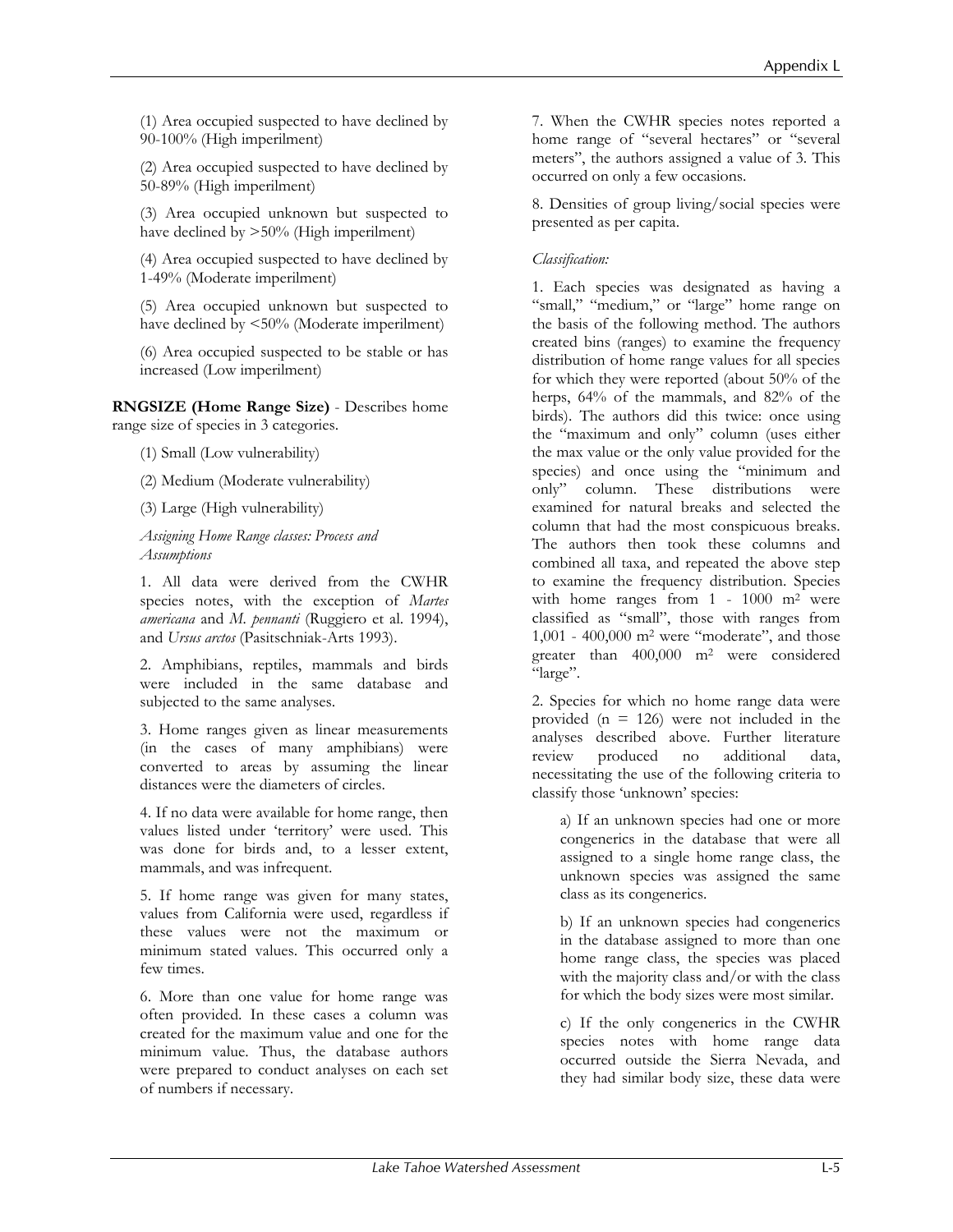(1) Area occupied suspected to have declined by 90-100% (High imperilment)

(2) Area occupied suspected to have declined by 50-89% (High imperilment)

(3) Area occupied unknown but suspected to have declined by >50% (High imperilment)

(4) Area occupied suspected to have declined by 1-49% (Moderate imperilment)

(5) Area occupied unknown but suspected to have declined by <50% (Moderate imperilment)

(6) Area occupied suspected to be stable or has increased (Low imperilment)

**RNGSIZE (Home Range Size)** - Describes home range size of species in 3 categories.

(1) Small (Low vulnerability)

(2) Medium (Moderate vulnerability)

(3) Large (High vulnerability)

*Assigning Home Range classes: Process and Assumptions*

1. All data were derived from the CWHR species notes, with the exception of *Martes americana* and *M. pennanti* (Ruggiero et al. 1994), and *Ursus arctos* (Pasitschniak-Arts 1993).

2. Amphibians, reptiles, mammals and birds were included in the same database and subjected to the same analyses.

3. Home ranges given as linear measurements (in the cases of many amphibians) were converted to areas by assuming the linear distances were the diameters of circles.

4. If no data were available for home range, then values listed under 'territory' were used. This was done for birds and, to a lesser extent, mammals, and was infrequent.

5. If home range was given for many states, values from California were used, regardless if these values were not the maximum or minimum stated values. This occurred only a few times.

6. More than one value for home range was often provided. In these cases a column was created for the maximum value and one for the minimum value. Thus, the database authors were prepared to conduct analyses on each set of numbers if necessary.

7. When the CWHR species notes reported a home range of "several hectares" or "several meters", the authors assigned a value of 3. This occurred on only a few occasions.

8. Densities of group living/social species were presented as per capita.

*Classification:*

1. Each species was designated as having a "small," "medium," or "large" home range on the basis of the following method. The authors created bins (ranges) to examine the frequency distribution of home range values for all species for which they were reported (about 50% of the herps, 64% of the mammals, and 82% of the birds). The authors did this twice: once using the "maximum and only" column (uses either the max value or the only value provided for the species) and once using the "minimum and only" column. These distributions were examined for natural breaks and selected the column that had the most conspicuous breaks. The authors then took these columns and combined all taxa, and repeated the above step to examine the frequency distribution. Species with home ranges from 1 - 1000 $m^2$ were classified as "small", those with ranges from 1,001 - 400,000 $m^2$ were "moderate", and those greater than 400,000 $m^2$ were considered "large".

2. Species for which no home range data were provided ($n = 126$) were not included in the analyses described above. Further literature review produced no additional data, necessitating the use of the following criteria to classify those 'unknown' species:

a) If an unknown species had one or more congenerics in the database that were all assigned to a single home range class, the unknown species was assigned the same class as its congenerics.

b) If an unknown species had congenerics in the database assigned to more than one home range class, the species was placed with the majority class and/or with the class for which the body sizes were most similar.

c) If the only congenerics in the CWHR species notes with home range data occurred outside the Sierra Nevada, and they had similar body size, these data were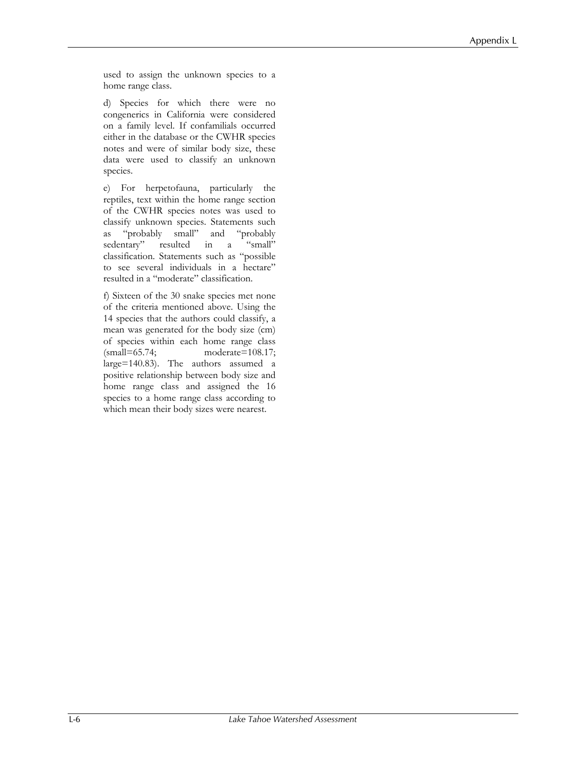used to assign the unknown species to a home range class.

d) Species for which there were no congenerics in California were considered on a family level. If confamilials occurred either in the database or the CWHR species notes and were of similar body size, these data were used to classify an unknown species.

e) For herpetofauna, particularly the reptiles, text within the home range section of the CWHR species notes was used to classify unknown species. Statements such as "probably small" and "probably sedentary" resulted in a "small" classification. Statements such as "possible to see several individuals in a hectare" resulted in a "moderate" classification.

f) Sixteen of the 30 snake species met none of the criteria mentioned above. Using the 14 species that the authors could classify, a mean was generated for the body size (cm) of species within each home range class (small=65.74; moderate=108.17; large=140.83). The authors assumed a positive relationship between body size and home range class and assigned the 16 species to a home range class according to which mean their body sizes were nearest.